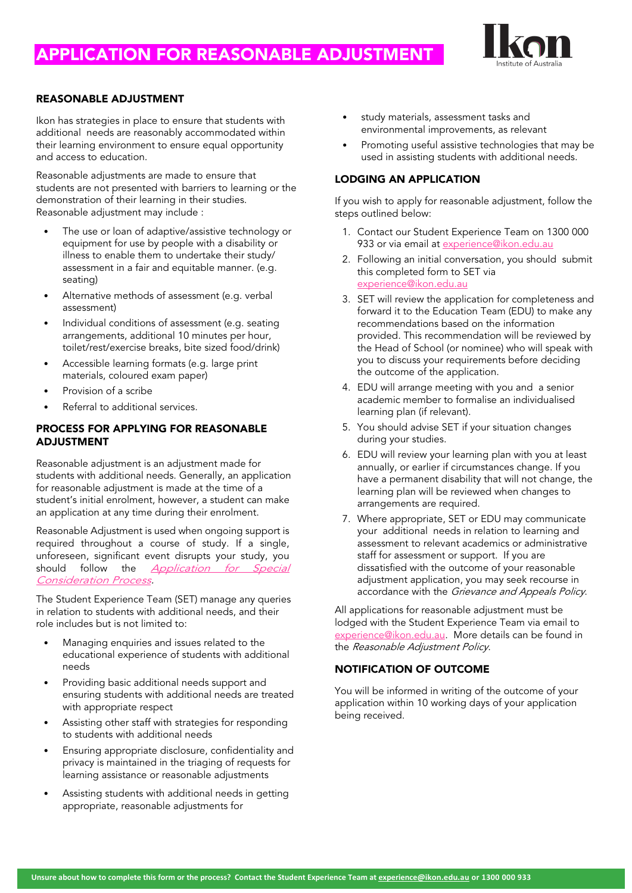# APPLICATION FOR REASONABLE ADJUSTMENT

## REASONABLE ADJUSTMENT

Ikon has strategies in place to ensure that students with additional needs are reasonably accommodated within their learning environment to ensure equal opportunity and access to education.

Reasonable adjustments are made to ensure that students are not presented with barriers to learning or the demonstration of their learning in their studies. Reasonable adjustment may include :

- The use or loan of adaptive/assistive technology or equipment for use by people with a disability or illness to enable them to undertake their study/ assessment in a fair and equitable manner. (e.g. seating)
- Alternative methods of assessment (e.g. verbal assessment)
- Individual conditions of assessment (e.g. seating arrangements, additional 10 minutes per hour, toilet/rest/exercise breaks, bite sized food/drink)
- Accessible learning formats (e.g. large print materials, coloured exam paper)
- Provision of a scribe
- Referral to additional services.

## PROCESS FOR APPLYING FOR REASONABLE ADJUSTMENT

Reasonable adjustment is an adjustment made for students with additional needs. Generally, an application for reasonable adjustment is made at the time of a student's initial enrolment, however, a student can make an application at any time during their enrolment.

Reasonable Adjustment is used when ongoing support is required throughout a course of study. If a single, unforeseen, significant event disrupts your study, you should follow the *Application for Special Consideration Process*.

The Student Experience Team (SET) manage any queries in relation to students with additional needs, and their role includes but is not limited to:

- Managing enquiries and issues related to the educational experience of students with additional needs
- Providing basic additional needs support and ensuring students with additional needs are treated with appropriate respect
- Assisting other staff with strategies for responding to students with additional needs
- Ensuring appropriate disclosure, confidentiality and privacy is maintained in the triaging of requests for learning assistance or reasonable adjustments
- Assisting students with additional needs in getting appropriate, reasonable adjustments for
- study materials, assessment tasks and environmental improvements, as relevant
- Promoting useful assistive technologies that may be used in assisting students with additional needs.

## LODGING AN APPLICATION

If you wish to apply for reasonable adjustment, follow the steps outlined below:

1. Contact our Student Experience Team on 1300 000 933 or via email at experience@ikon.edu.au
2. Following an initial conversation, you should submit this completed form to SET via experience@ikon.edu.au
3. SET will review the application for completeness and forward it to the Education Team (EDU) to make any recommendations based on the information provided. This recommendation will be reviewed by the Head of School (or nominee) who will speak with you to discuss your requirements before deciding the outcome of the application.
4. EDU will arrange meeting with you and a senior academic member to formalise an individualised learning plan (if relevant).
5. You should advise SET if your situation changes during your studies.
6. EDU will review your learning plan with you at least annually, or earlier if circumstances change. If you have a permanent disability that will not change, the learning plan will be reviewed when changes to arrangements are required.
7. Where appropriate, SET or EDU may communicate your additional needs in relation to learning and assessment to relevant academics or administrative staff for assessment or support. If you are dissatisfied with the outcome of your reasonable adjustment application, you may seek recourse in accordance with the *Grievance and Appeals Policy*.

All applications for reasonable adjustment must be lodged with the Student Experience Team via email to experience@ikon.edu.au. More details can be found in the *Reasonable Adjustment Policy*.

## NOTIFICATION OF OUTCOME

You will be informed in writing of the outcome of your application within 10 working days of your application being received.

**Unsure about how to complete this form or the process? Contact the Student Experience Team at experience@ikon.edu.au or 1300 000 933**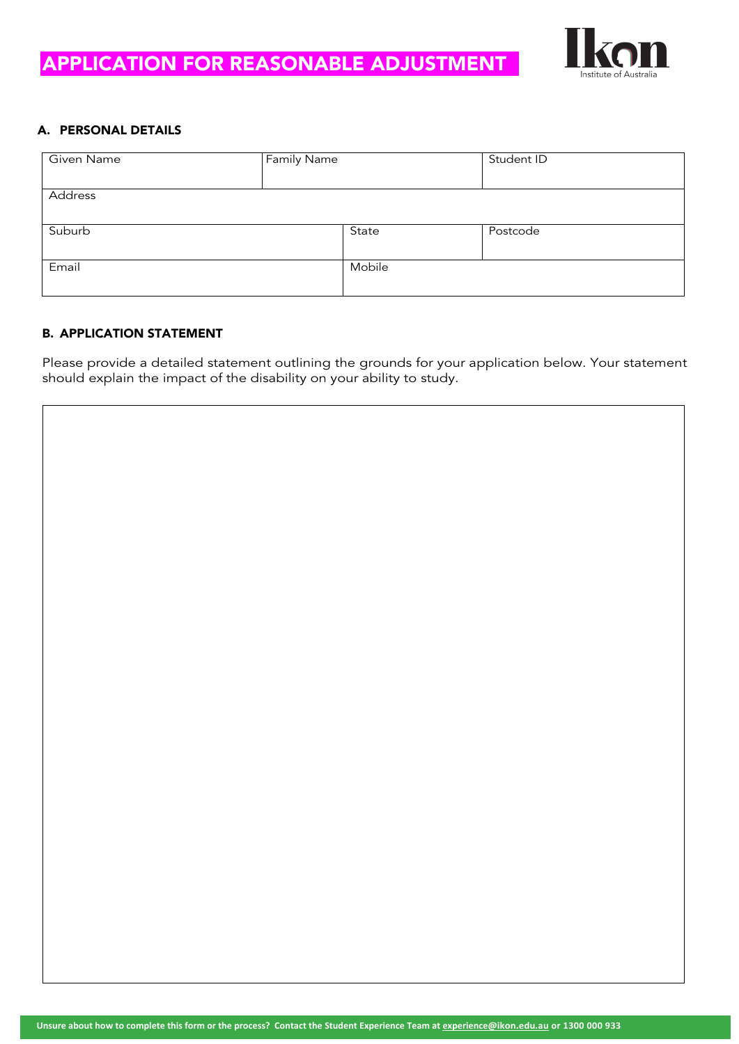# APPLICATION FOR REASONABLE ADJUSTMENT

Ikon Institute of Australia

## A. PERSONAL DETAILS

| Given Name | Family Name | | Student ID |
|---|---|---|---|
| Address | | | |
| Suburb | | State | Postcode |
| Email | | Mobile | |

## B. APPLICATION STATEMENT

Please provide a detailed statement outlining the grounds for your application below. Your statement should explain the impact of the disability on your ability to study.

**Unsure about how to complete this form or the process? Contact the Student Experience Team at experience@ikon.edu.au or 1300 000 933**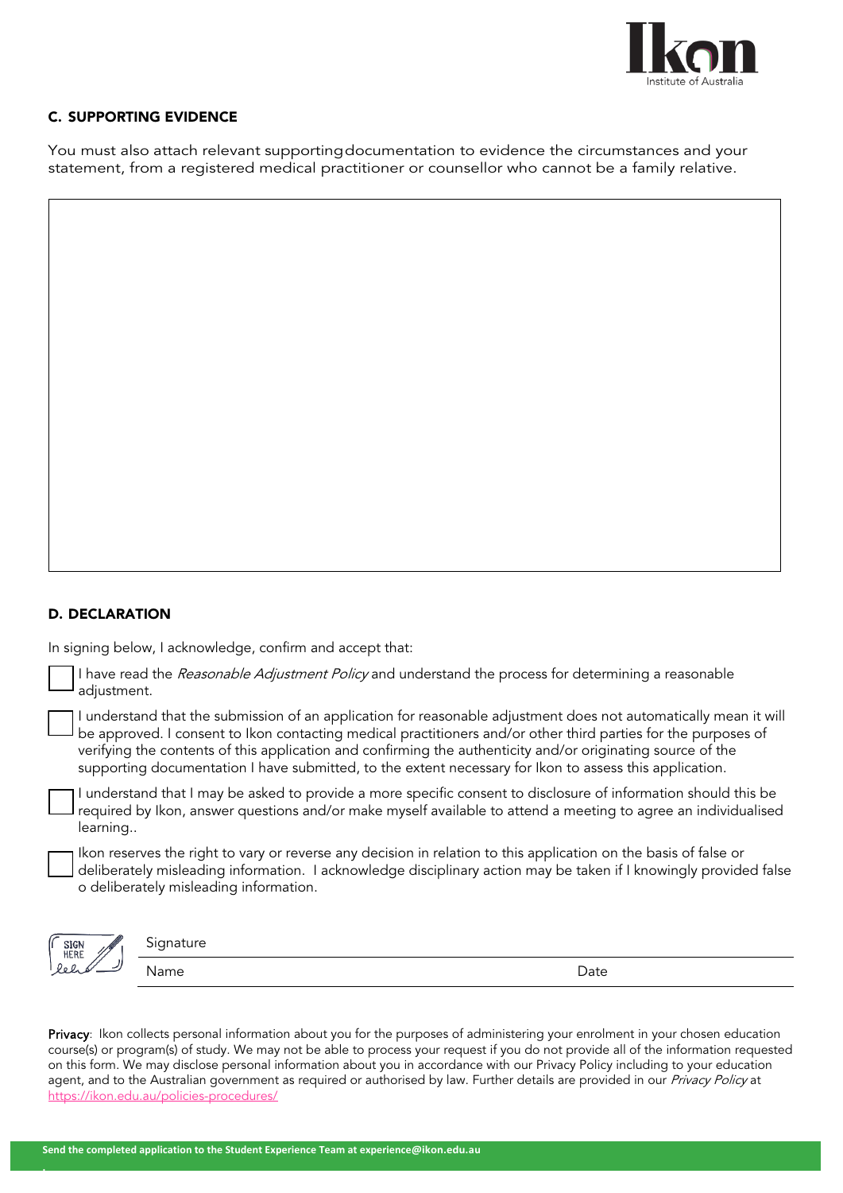## C. SUPPORTING EVIDENCE

You must also attach relevant supporting documentation to evidence the circumstances and your statement, from a registered medical practitioner or counsellor who cannot be a family relative.

## D. DECLARATION

In signing below, I acknowledge, confirm and accept that:

- ☐ I have read the *Reasonable Adjustment Policy* and understand the process for determining a reasonable adjustment.
- ☐ I understand that the submission of an application for reasonable adjustment does not automatically mean it will be approved. I consent to Ikon contacting medical practitioners and/or other third parties for the purposes of verifying the contents of this application and confirming the authenticity and/or originating source of the supporting documentation I have submitted, to the extent necessary for Ikon to assess this application.
- ☐ I understand that I may be asked to provide a more specific consent to disclosure of information should this be required by Ikon, answer questions and/or make myself available to attend a meeting to agree an individualised learning..
- ☐ Ikon reserves the right to vary or reverse any decision in relation to this application on the basis of false or deliberately misleading information. I acknowledge disciplinary action may be taken if I knowingly provided false o deliberately misleading information.

Signature

Name | Date

**Privacy**: Ikon collects personal information about you for the purposes of administering your enrolment in your chosen education course(s) or program(s) of study. We may not be able to process your request if you do not provide all of the information requested on this form. We may disclose personal information about you in accordance with our Privacy Policy including to your education agent, and to the Australian government as required or authorised by law. Further details are provided in our *Privacy Policy* at https://ikon.edu.au/policies-procedures/

**Send the completed application to the Student Experience Team at experience@ikon.edu.au**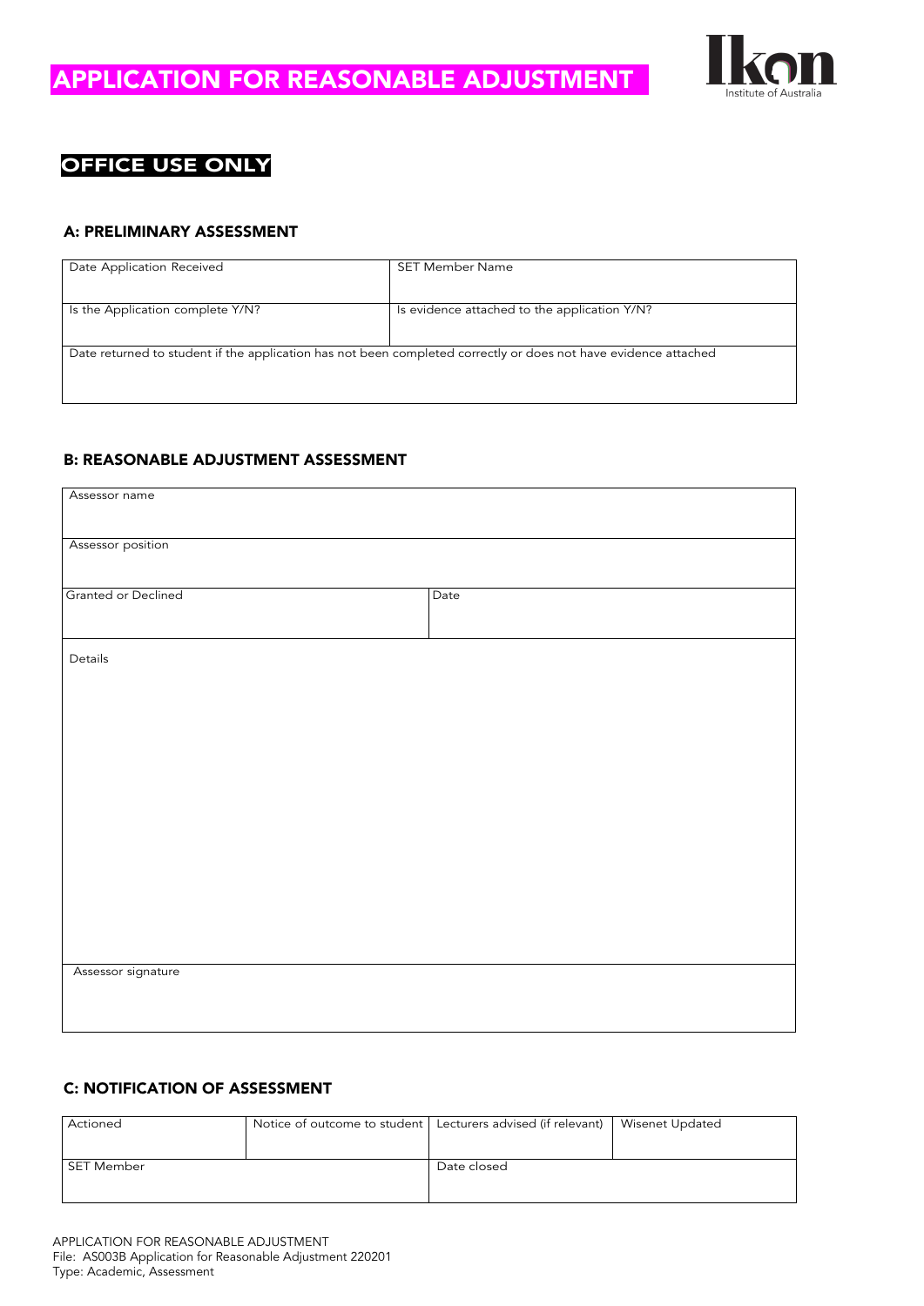# APPLICATION FOR REASONABLE ADJUSTMENT

Ikon Institute of Australia

## OFFICE USE ONLY

### A: PRELIMINARY ASSESSMENT

| | |
|---|---|
| Date Application Received | SET Member Name |
| Is the Application complete Y/N? | Is evidence attached to the application Y/N? |
| Date returned to student if the application has not been completed correctly or does not have evidence attached | |

### B: REASONABLE ADJUSTMENT ASSESSMENT

| | |
|---|---|
| Assessor name | |
| Assessor position | |
| Granted or Declined | Date |
| Details | |
| Assessor signature | |

### C: NOTIFICATION OF ASSESSMENT

| | | | |
|---|---|---|---|
| Actioned | Notice of outcome to student | Lecturers advised (if relevant) | Wisenet Updated |
| SET Member | | Date closed | |

APPLICATION FOR REASONABLE ADJUSTMENT
File: AS003B Application for Reasonable Adjustment 220201
Type: Academic, Assessment